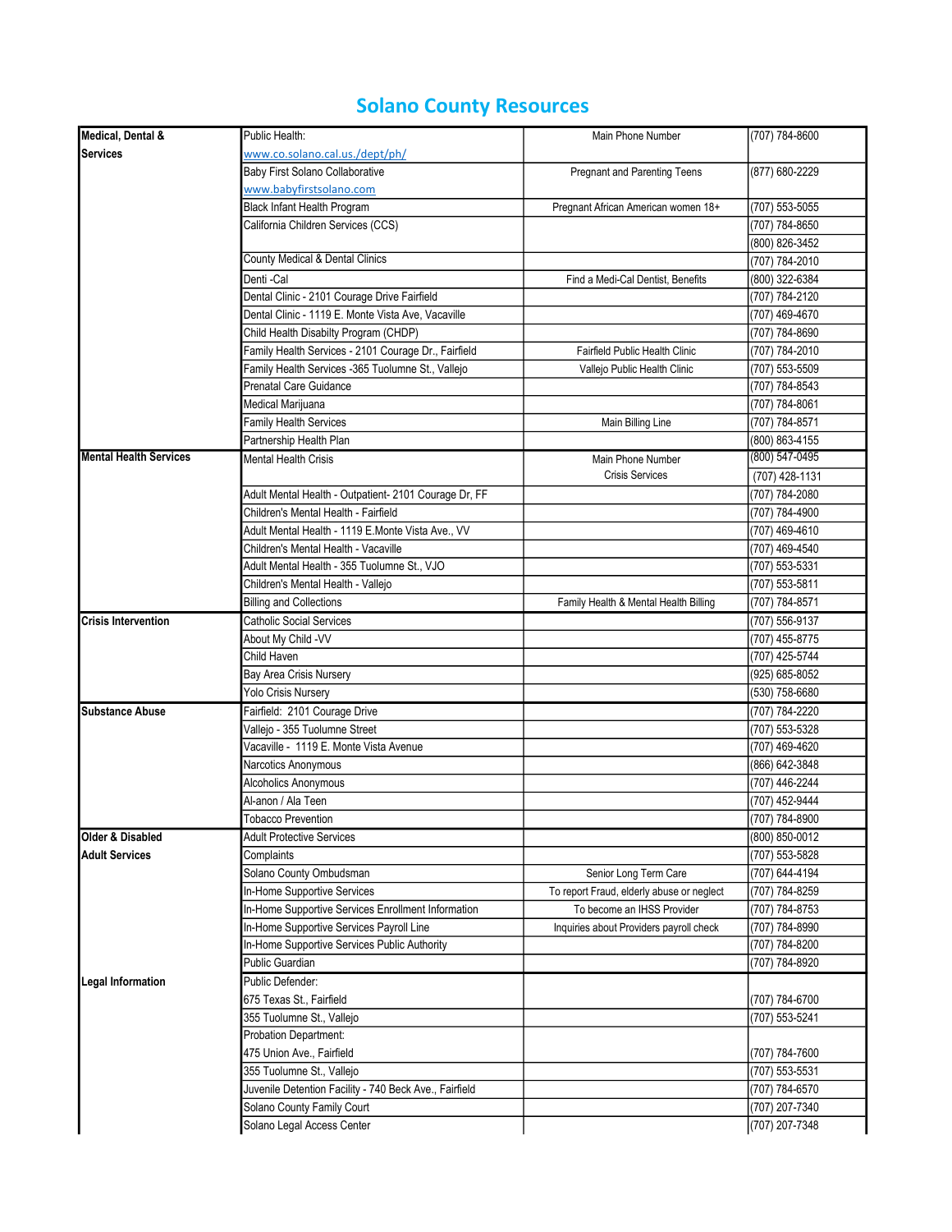# Solano County Resources

| | | | |
|---|---|---|---|
| **Medical, Dental & Services** | Public Health: www.co.solano.cal.us./dept/ph/ | Main Phone Number | (707) 784-8600 |
| | Baby First Solano Collaborative www.babyfirstsolano.com | Pregnant and Parenting Teens | (877) 680-2229 |
| | Black Infant Health Program | Pregnant African American women 18+ | (707) 553-5055 |
| | California Children Services (CCS) | | (707) 784-8650 |
| | | | (800) 826-3452 |
| | County Medical & Dental Clinics | | (707) 784-2010 |
| | Denti -Cal | Find a Medi-Cal Dentist, Benefits | (800) 322-6384 |
| | Dental Clinic - 2101 Courage Drive Fairfield | | (707) 784-2120 |
| | Dental Clinic - 1119 E. Monte Vista Ave, Vacaville | | (707) 469-4670 |
| | Child Health Disabilty Program (CHDP) | | (707) 784-8690 |
| | Family Health Services - 2101 Courage Dr., Fairfield | Fairfield Public Health Clinic | (707) 784-2010 |
| | Family Health Services -365 Tuolumne St., Vallejo | Vallejo Public Health Clinic | (707) 553-5509 |
| | Prenatal Care Guidance | | (707) 784-8543 |
| | Medical Marijuana | | (707) 784-8061 |
| | Family Health Services | Main Billing Line | (707) 784-8571 |
| | Partnership Health Plan | | (800) 863-4155 |
| **Mental Health Services** | Mental Health Crisis | Main Phone Number | (800) 547-0495 |
| | | Crisis Services | (707) 428-1131 |
| | Adult Mental Health - Outpatient- 2101 Courage Dr, FF | | (707) 784-2080 |
| | Children's Mental Health - Fairfield | | (707) 784-4900 |
| | Adult Mental Health - 1119 E.Monte Vista Ave., VV | | (707) 469-4610 |
| | Children's Mental Health - Vacaville | | (707) 469-4540 |
| | Adult Mental Health - 355 Tuolumne St., VJO | | (707) 553-5331 |
| | Children's Mental Health - Vallejo | | (707) 553-5811 |
| | Billing and Collections | Family Health & Mental Health Billing | (707) 784-8571 |
| **Crisis Intervention** | Catholic Social Services | | (707) 556-9137 |
| | About My Child -VV | | (707) 455-8775 |
| | Child Haven | | (707) 425-5744 |
| | Bay Area Crisis Nursery | | (925) 685-8052 |
| | Yolo Crisis Nursery | | (530) 758-6680 |
| **Substance Abuse** | Fairfield: 2101 Courage Drive | | (707) 784-2220 |
| | Vallejo - 355 Tuolumne Street | | (707) 553-5328 |
| | Vacaville - 1119 E. Monte Vista Avenue | | (707) 469-4620 |
| | Narcotics Anonymous | | (866) 642-3848 |
| | Alcoholics Anonymous | | (707) 446-2244 |
| | Al-anon / Ala Teen | | (707) 452-9444 |
| | Tobacco Prevention | | (707) 784-8900 |
| **Older & Disabled Adult Services** | Adult Protective Services | | (800) 850-0012 |
| | Complaints | | (707) 553-5828 |
| | Solano County Ombudsman | Senior Long Term Care | (707) 644-4194 |
| | In-Home Supportive Services | To report Fraud, elderly abuse or neglect | (707) 784-8259 |
| | In-Home Supportive Services Enrollment Information | To become an IHSS Provider | (707) 784-8753 |
| | In-Home Supportive Services Payroll Line | Inquiries about Providers payroll check | (707) 784-8990 |
| | In-Home Supportive Services Public Authority | | (707) 784-8200 |
| | Public Guardian | | (707) 784-8920 |
| **Legal Information** | Public Defender: | | |
| | 675 Texas St., Fairfield | | (707) 784-6700 |
| | 355 Tuolumne St., Vallejo | | (707) 553-5241 |
| | Probation Department: | | |
| | 475 Union Ave., Fairfield | | (707) 784-7600 |
| | 355 Tuolumne St., Vallejo | | (707) 553-5531 |
| | Juvenile Detention Facility - 740 Beck Ave., Fairfield | | (707) 784-6570 |
| | Solano County Family Court | | (707) 207-7340 |
| | Solano Legal Access Center | | (707) 207-7348 |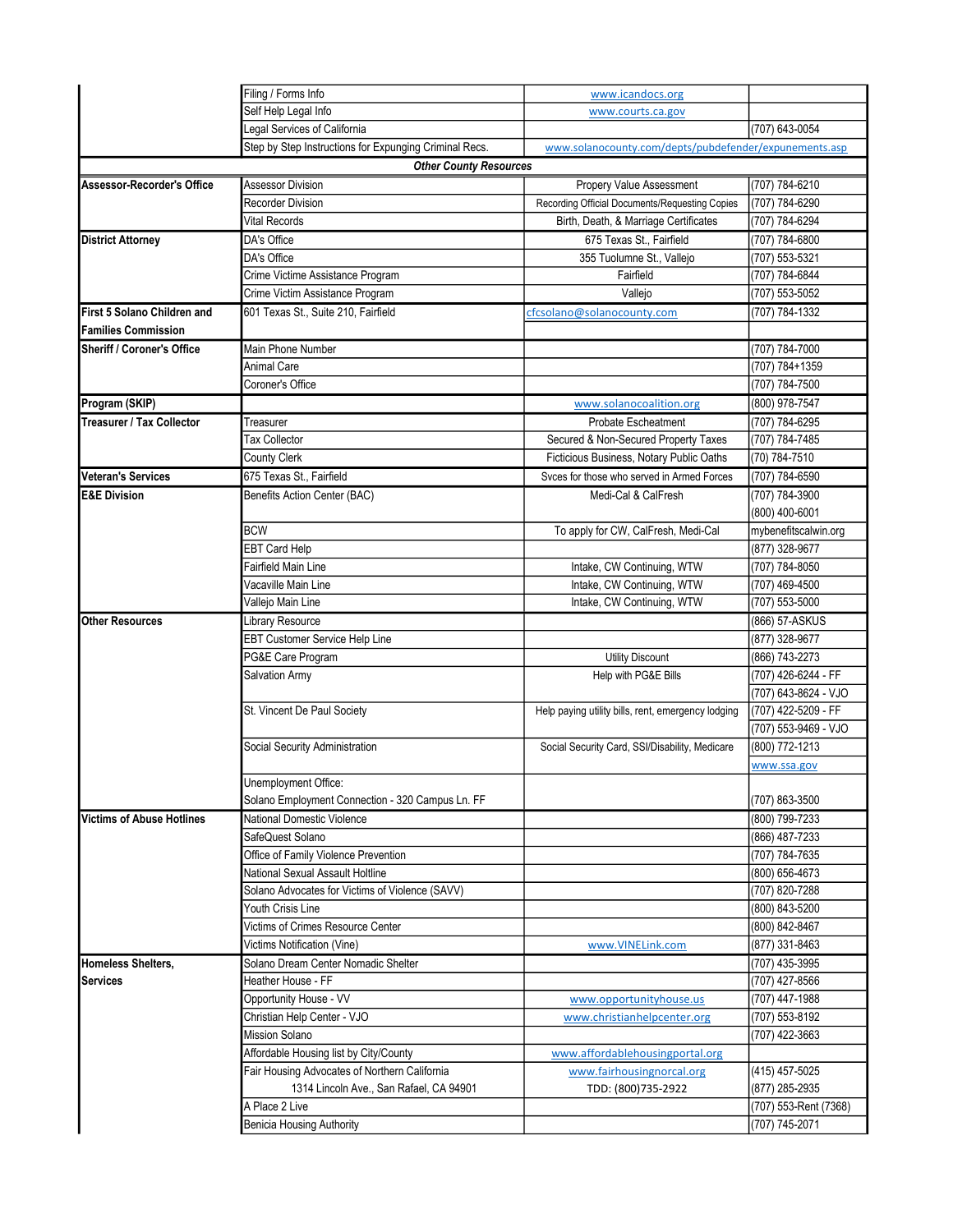| | | | |
|---|---|---|---|
| | Filing / Forms Info | www.icandocs.org | |
| | Self Help Legal Info | www.courts.ca.gov | |
| | Legal Services of California | | (707) 643-0054 |
| | Step by Step Instructions for Expunging Criminal Recs. | www.solanocounty.com/depts/pubdefender/expunements.asp | |
| ***Other County Resources*** | | | |
| **Assessor-Recorder's Office** | Assessor Division | Propery Value Assessment | (707) 784-6210 |
| | Recorder Division | Recording Official Documents/Requesting Copies | (707) 784-6290 |
| | Vital Records | Birth, Death, & Marriage Certificates | (707) 784-6294 |
| **District Attorney** | DA's Office | 675 Texas St., Fairfield | (707) 784-6800 |
| | DA's Office | 355 Tuolumne St., Vallejo | (707) 553-5321 |
| | Crime Victime Assistance Program | Fairfield | (707) 784-6844 |
| | Crime Victim Assistance Program | Vallejo | (707) 553-5052 |
| **First 5 Solano Children and Families Commission** | 601 Texas St., Suite 210, Fairfield | cfcsolano@solanocounty.com | (707) 784-1332 |
| **Sheriff / Coroner's Office** | Main Phone Number | | (707) 784-7000 |
| | Animal Care | | (707) 784+1359 |
| | Coroner's Office | | (707) 784-7500 |
| **Program (SKIP)** | | www.solanocoalition.org | (800) 978-7547 |
| **Treasurer / Tax Collector** | Treasurer | Probate Escheatment | (707) 784-6295 |
| | Tax Collector | Secured & Non-Secured Property Taxes | (707) 784-7485 |
| | County Clerk | Ficticious Business, Notary Public Oaths | (70) 784-7510 |
| **Veteran's Services** | 675 Texas St., Fairfield | Svces for those who served in Armed Forces | (707) 784-6590 |
| **E&E Division** | Benefits Action Center (BAC) | Medi-Cal & CalFresh | (707) 784-3900<br>(800) 400-6001 |
| | BCW | To apply for CW, CalFresh, Medi-Cal | mybenefitscalwin.org |
| | EBT Card Help | | (877) 328-9677 |
| | Fairfield Main Line | Intake, CW Continuing, WTW | (707) 784-8050 |
| | Vacaville Main Line | Intake, CW Continuing, WTW | (707) 469-4500 |
| | Vallejo Main Line | Intake, CW Continuing, WTW | (707) 553-5000 |
| **Other Resources** | Library Resource | | (866) 57-ASKUS |
| | EBT Customer Service Help Line | | (877) 328-9677 |
| | PG&E Care Program | Utility Discount | (866) 743-2273 |
| | Salvation Army | Help with PG&E Bills | (707) 426-6244 - FF<br>(707) 643-8624 - VJO |
| | St. Vincent De Paul Society | Help paying utility bills, rent, emergency lodging | (707) 422-5209 - FF<br>(707) 553-9469 - VJO |
| | Social Security Administration | Social Security Card, SSI/Disability, Medicare | (800) 772-1213<br>www.ssa.gov |
| | Unemployment Office:<br>Solano Employment Connection - 320 Campus Ln. FF | | (707) 863-3500 |
| **Victims of Abuse Hotlines** | National Domestic Violence | | (800) 799-7233 |
| | SafeQuest Solano | | (866) 487-7233 |
| | Office of Family Violence Prevention | | (707) 784-7635 |
| | National Sexual Assault Holtline | | (800) 656-4673 |
| | Solano Advocates for Victims of Violence (SAVV) | | (707) 820-7288 |
| | Youth Crisis Line | | (800) 843-5200 |
| | Victims of Crimes Resource Center | | (800) 842-8467 |
| | Victims Notification (Vine) | www.VINELink.com | (877) 331-8463 |
| **Homeless Shelters, Services** | Solano Dream Center Nomadic Shelter | | (707) 435-3995 |
| | Heather House - FF | | (707) 427-8566 |
| | Opportunity House - VV | www.opportunityhouse.us | (707) 447-1988 |
| | Christian Help Center - VJO | www.christianhelpcenter.org | (707) 553-8192 |
| | Mission Solano | | (707) 422-3663 |
| | Affordable Housing list by City/County | www.affordablehousingportal.org | |
| | Fair Housing Advocates of Northern California<br>1314 Lincoln Ave., San Rafael, CA 94901 | www.fairhousingnorcal.org<br>TDD: (800)735-2922 | (415) 457-5025<br>(877) 285-2935 |
| | A Place 2 Live | | (707) 553-Rent (7368) |
| | Benicia Housing Authority | | (707) 745-2071 |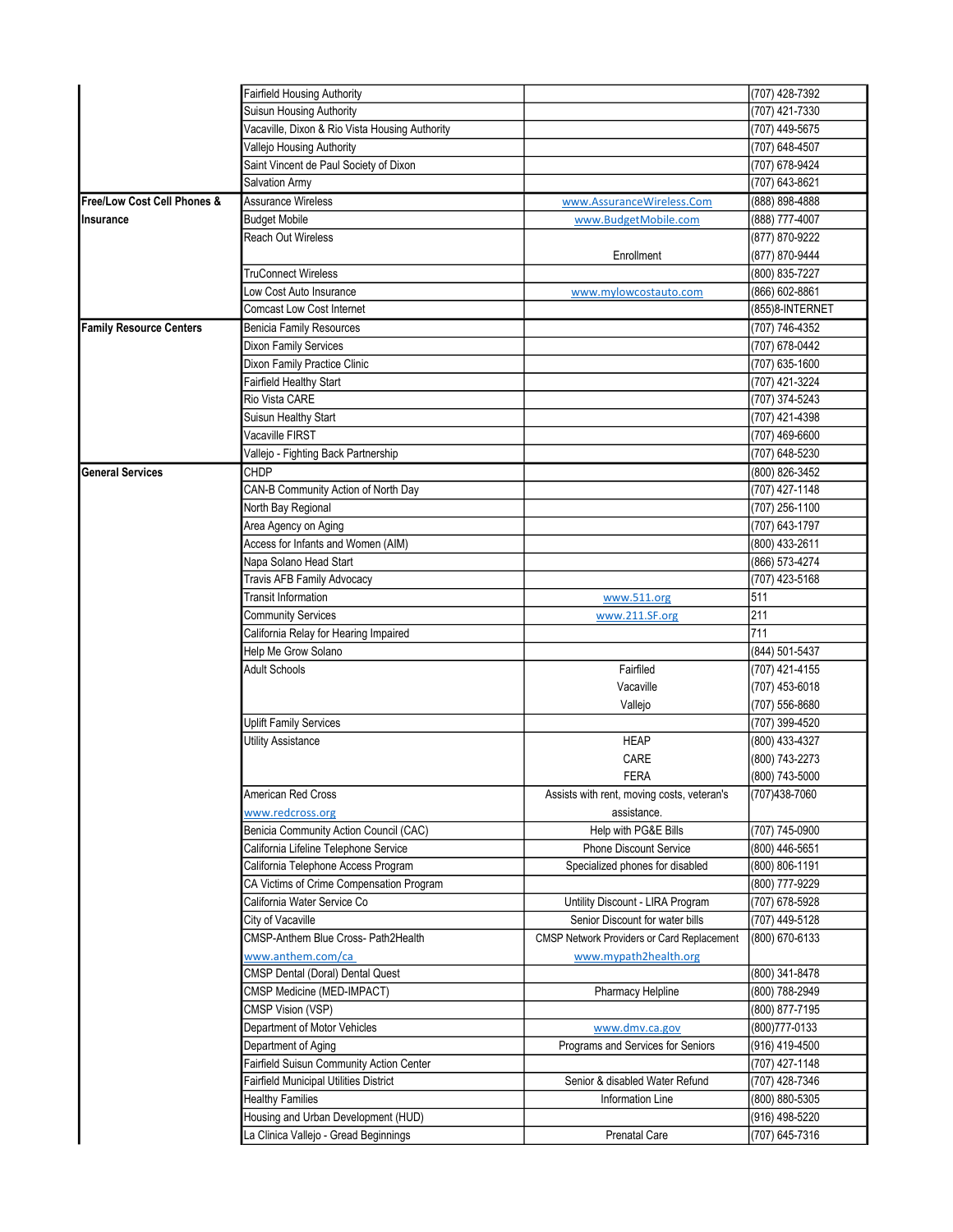| | | | |
|---|---|---|---|
| | Fairfield Housing Authority | | (707) 428-7392 |
| | Suisun Housing Authority | | (707) 421-7330 |
| | Vacaville, Dixon & Rio Vista Housing Authority | | (707) 449-5675 |
| | Vallejo Housing Authority | | (707) 648-4507 |
| | Saint Vincent de Paul Society of Dixon | | (707) 678-9424 |
| | Salvation Army | | (707) 643-8621 |
| **Free/Low Cost Cell Phones & Insurance** | Assurance Wireless | www.AssuranceWireless.Com | (888) 898-4888 |
| | Budget Mobile | www.BudgetMobile.com | (888) 777-4007 |
| | Reach Out Wireless | | (877) 870-9222 |
| | | Enrollment | (877) 870-9444 |
| | TruConnect Wireless | | (800) 835-7227 |
| | Low Cost Auto Insurance | www.mylowcostauto.com | (866) 602-8861 |
| | Comcast Low Cost Internet | | (855)8-INTERNET |
| **Family Resource Centers** | Benicia Family Resources | | (707) 746-4352 |
| | Dixon Family Services | | (707) 678-0442 |
| | Dixon Family Practice Clinic | | (707) 635-1600 |
| | Fairfield Healthy Start | | (707) 421-3224 |
| | Rio Vista CARE | | (707) 374-5243 |
| | Suisun Healthy Start | | (707) 421-4398 |
| | Vacaville FIRST | | (707) 469-6600 |
| | Vallejo - Fighting Back Partnership | | (707) 648-5230 |
| **General Services** | CHDP | | (800) 826-3452 |
| | CAN-B Community Action of North Day | | (707) 427-1148 |
| | North Bay Regional | | (707) 256-1100 |
| | Area Agency on Aging | | (707) 643-1797 |
| | Access for Infants and Women (AIM) | | (800) 433-2611 |
| | Napa Solano Head Start | | (866) 573-4274 |
| | Travis AFB Family Advocacy | | (707) 423-5168 |
| | Transit Information | www.511.org | 511 |
| | Community Services | www.211.SF.org | 211 |
| | California Relay for Hearing Impaired | | 711 |
| | Help Me Grow Solano | | (844) 501-5437 |
| | Adult Schools | Fairfiled | (707) 421-4155 |
| | | Vacaville | (707) 453-6018 |
| | | Vallejo | (707) 556-8680 |
| | Uplift Family Services | | (707) 399-4520 |
| | Utility Assistance | HEAP | (800) 433-4327 |
| | | CARE | (800) 743-2273 |
| | | FERA | (800) 743-5000 |
| | American Red Cross www.redcross.org | Assists with rent, moving costs, veteran's assistance. | (707)438-7060 |
| | Benicia Community Action Council (CAC) | Help with PG&E Bills | (707) 745-0900 |
| | California Lifeline Telephone Service | Phone Discount Service | (800) 446-5651 |
| | California Telephone Access Program | Specialized phones for disabled | (800) 806-1191 |
| | CA Victims of Crime Compensation Program | | (800) 777-9229 |
| | California Water Service Co | Utility Discount - LIRA Program | (707) 678-5928 |
| | City of Vacaville | Senior Discount for water bills | (707) 449-5128 |
| | CMSP-Anthem Blue Cross- Path2Health www.anthem.com/ca | CMSP Network Providers or Card Replacement www.mypath2health.org | (800) 670-6133 |
| | CMSP Dental (Doral) Dental Quest | | (800) 341-8478 |
| | CMSP Medicine (MED-IMPACT) | Pharmacy Helpline | (800) 788-2949 |
| | CMSP Vision (VSP) | | (800) 877-7195 |
| | Department of Motor Vehicles | www.dmv.ca.gov | (800)777-0133 |
| | Department of Aging | Programs and Services for Seniors | (916) 419-4500 |
| | Fairfield Suisun Community Action Center | | (707) 427-1148 |
| | Fairfield Municipal Utilities District | Senior & disabled Water Refund | (707) 428-7346 |
| | Healthy Families | Information Line | (800) 880-5305 |
| | Housing and Urban Development (HUD) | | (916) 498-5220 |
| | La Clinica Vallejo - Gread Beginnings | Prenatal Care | (707) 645-7316 |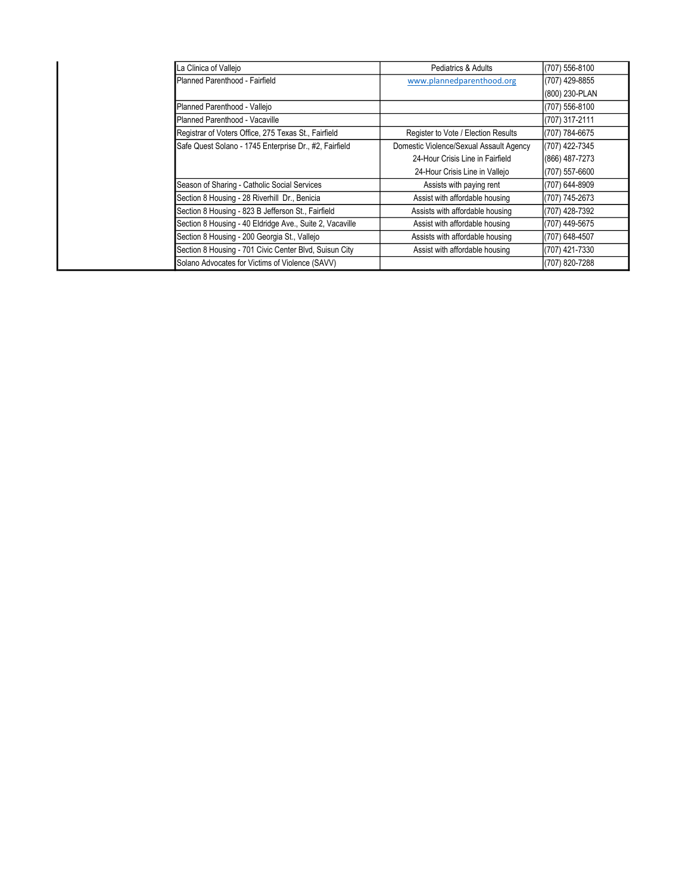| | | | |
|---|---|---|---|
| | La Clinica of Vallejo | Pediatrics & Adults | (707) 556-8100 |
| | Planned Parenthood - Fairfield | www.plannedparenthood.org | (707) 429-8855 |
| | | | (800) 230-PLAN |
| | Planned Parenthood - Vallejo | | (707) 556-8100 |
| | Planned Parenthood - Vacaville | | (707) 317-2111 |
| | Registrar of Voters Office, 275 Texas St., Fairfield | Register to Vote / Election Results | (707) 784-6675 |
| | Safe Quest Solano - 1745 Enterprise Dr., #2, Fairfield | Domestic Violence/Sexual Assault Agency | (707) 422-7345 |
| | | 24-Hour Crisis Line in Fairfield | (866) 487-7273 |
| | | 24-Hour Crisis Line in Vallejo | (707) 557-6600 |
| | Season of Sharing - Catholic Social Services | Assists with paying rent | (707) 644-8909 |
| | Section 8 Housing - 28 Riverhill Dr., Benicia | Assist with affordable housing | (707) 745-2673 |
| | Section 8 Housing - 823 B Jefferson St., Fairfield | Assists with affordable housing | (707) 428-7392 |
| | Section 8 Housing - 40 Eldridge Ave., Suite 2, Vacaville | Assist with affordable housing | (707) 449-5675 |
| | Section 8 Housing - 200 Georgia St., Vallejo | Assists with affordable housing | (707) 648-4507 |
| | Section 8 Housing - 701 Civic Center Blvd, Suisun City | Assist with affordable housing | (707) 421-7330 |
| | Solano Advocates for Victims of Violence (SAVV) | | (707) 820-7288 |